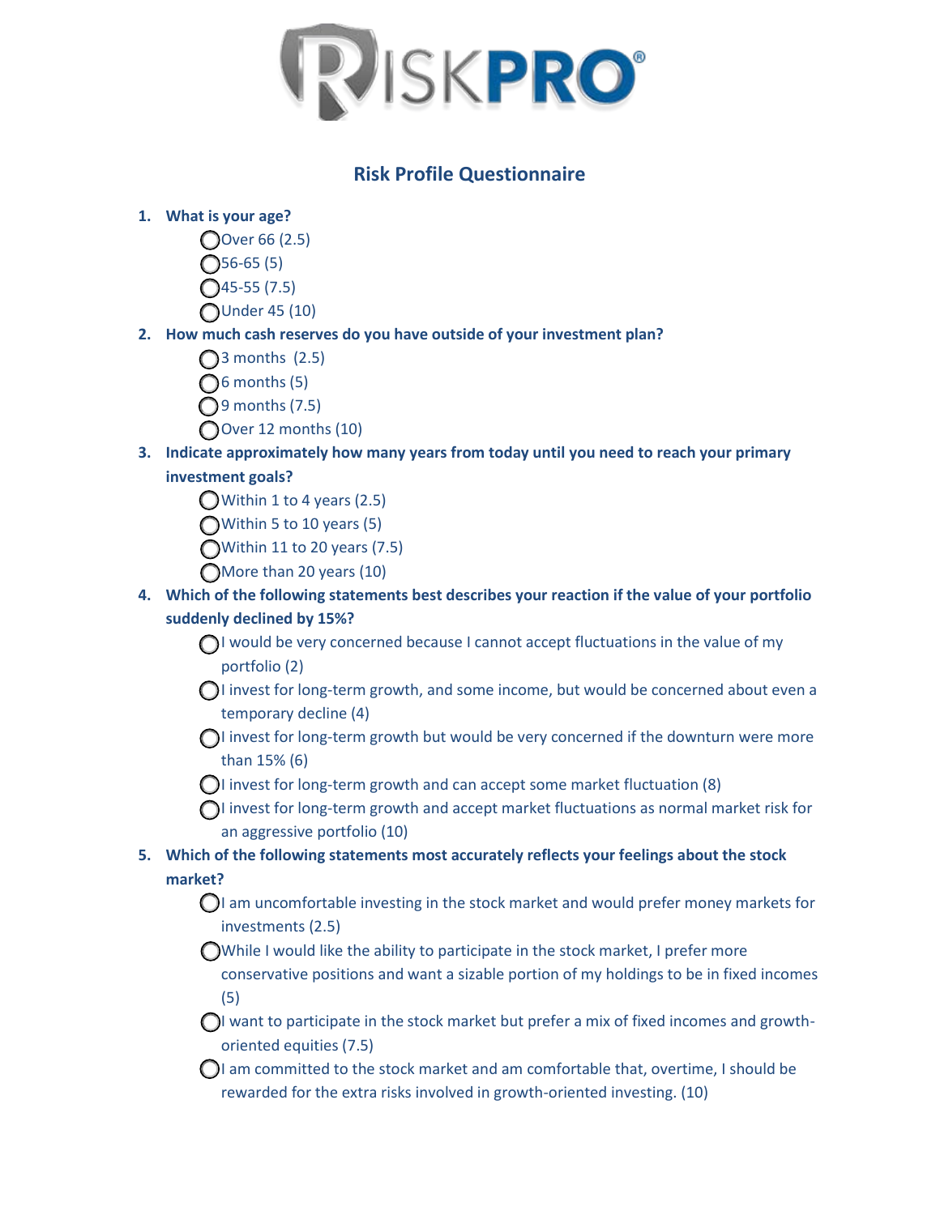RISKPRO®

## Risk Profile Questionnaire

1. **What is your age?**
   - Over 66 (2.5)
   - 56-65 (5)
   - 45-55 (7.5)
   - Under 45 (10)
2. **How much cash reserves do you have outside of your investment plan?**
   - 3 months (2.5)
   - 6 months (5)
   - 9 months (7.5)
   - Over 12 months (10)
3. **Indicate approximately how many years from today until you need to reach your primary investment goals?**
   - Within 1 to 4 years (2.5)
   - Within 5 to 10 years (5)
   - Within 11 to 20 years (7.5)
   - More than 20 years (10)
4. **Which of the following statements best describes your reaction if the value of your portfolio suddenly declined by 15%?**
   - I would be very concerned because I cannot accept fluctuations in the value of my portfolio (2)
   - I invest for long-term growth, and some income, but would be concerned about even a temporary decline (4)
   - I invest for long-term growth but would be very concerned if the downturn were more than 15% (6)
   - I invest for long-term growth and can accept some market fluctuation (8)
   - I invest for long-term growth and accept market fluctuations as normal market risk for an aggressive portfolio (10)
5. **Which of the following statements most accurately reflects your feelings about the stock market?**
   - I am uncomfortable investing in the stock market and would prefer money markets for investments (2.5)
   - While I would like the ability to participate in the stock market, I prefer more conservative positions and want a sizable portion of my holdings to be in fixed incomes (5)
   - I want to participate in the stock market but prefer a mix of fixed incomes and growth-oriented equities (7.5)
   - I am committed to the stock market and am comfortable that, overtime, I should be rewarded for the extra risks involved in growth-oriented investing. (10)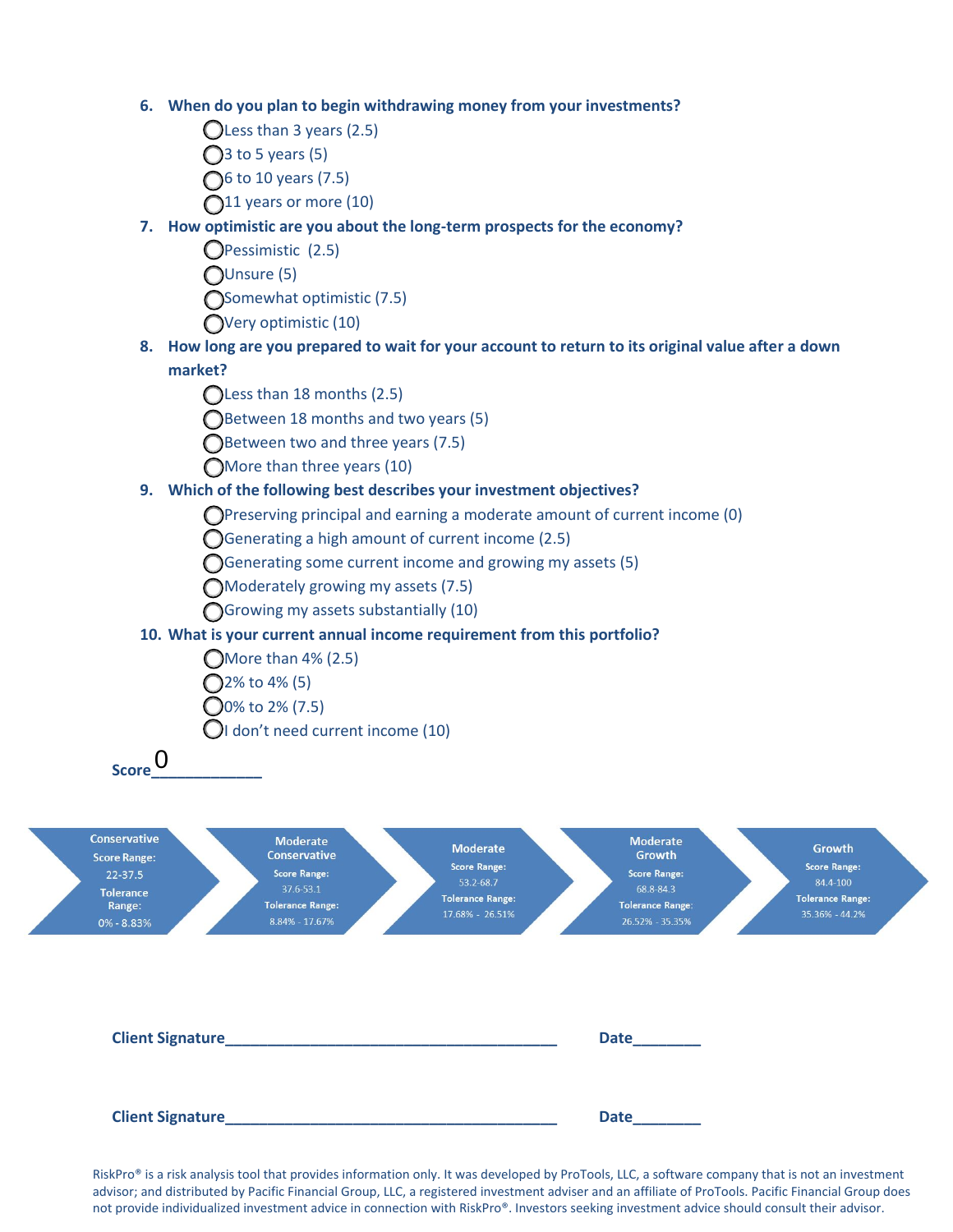6. **When do you plan to begin withdrawing money from your investments?**
   - ◯ Less than 3 years (2.5)
   - ◯ 3 to 5 years (5)
   - ◯ 6 to 10 years (7.5)
   - ◯ 11 years or more (10)
7. **How optimistic are you about the long-term prospects for the economy?**
   - ◯ Pessimistic (2.5)
   - ◯ Unsure (5)
   - ◯ Somewhat optimistic (7.5)
   - ◯ Very optimistic (10)
8. **How long are you prepared to wait for your account to return to its original value after a down market?**
   - ◯ Less than 18 months (2.5)
   - ◯ Between 18 months and two years (5)
   - ◯ Between two and three years (7.5)
   - ◯ More than three years (10)
9. **Which of the following best describes your investment objectives?**
   - ◯ Preserving principal and earning a moderate amount of current income (0)
   - ◯ Generating a high amount of current income (2.5)
   - ◯ Generating some current income and growing my assets (5)
   - ◯ Moderately growing my assets (7.5)
   - ◯ Growing my assets substantially (10)
10. **What is your current annual income requirement from this portfolio?**
    - ◯ More than 4% (2.5)
    - ◯ 2% to 4% (5)
    - ◯ 0% to 2% (7.5)
    - ◯ I don't need current income (10)

**Score** 0 ____________

Conservative
Score Range:
22-37.5
Tolerance Range:
0% - 8.83%

Moderate Conservative
Score Range:
37.6-53.1
Tolerance Range:
8.84% - 17.67%

Moderate
Score Range:
53.2-68.7
Tolerance Range:
17.68% - 26.51%

Moderate Growth
Score Range:
68.8-84.3
Tolerance Range:
26.52% - 35.35%

Growth
Score Range:
84.4-100
Tolerance Range:
35.36% - 44.2%

**Client Signature**________________________________________ **Date**________

**Client Signature**________________________________________ **Date**________

RiskPro® is a risk analysis tool that provides information only. It was developed by ProTools, LLC, a software company that is not an investment advisor; and distributed by Pacific Financial Group, LLC, a registered investment adviser and an affiliate of ProTools. Pacific Financial Group does not provide individualized investment advice in connection with RiskPro®. Investors seeking investment advice should consult their advisor.